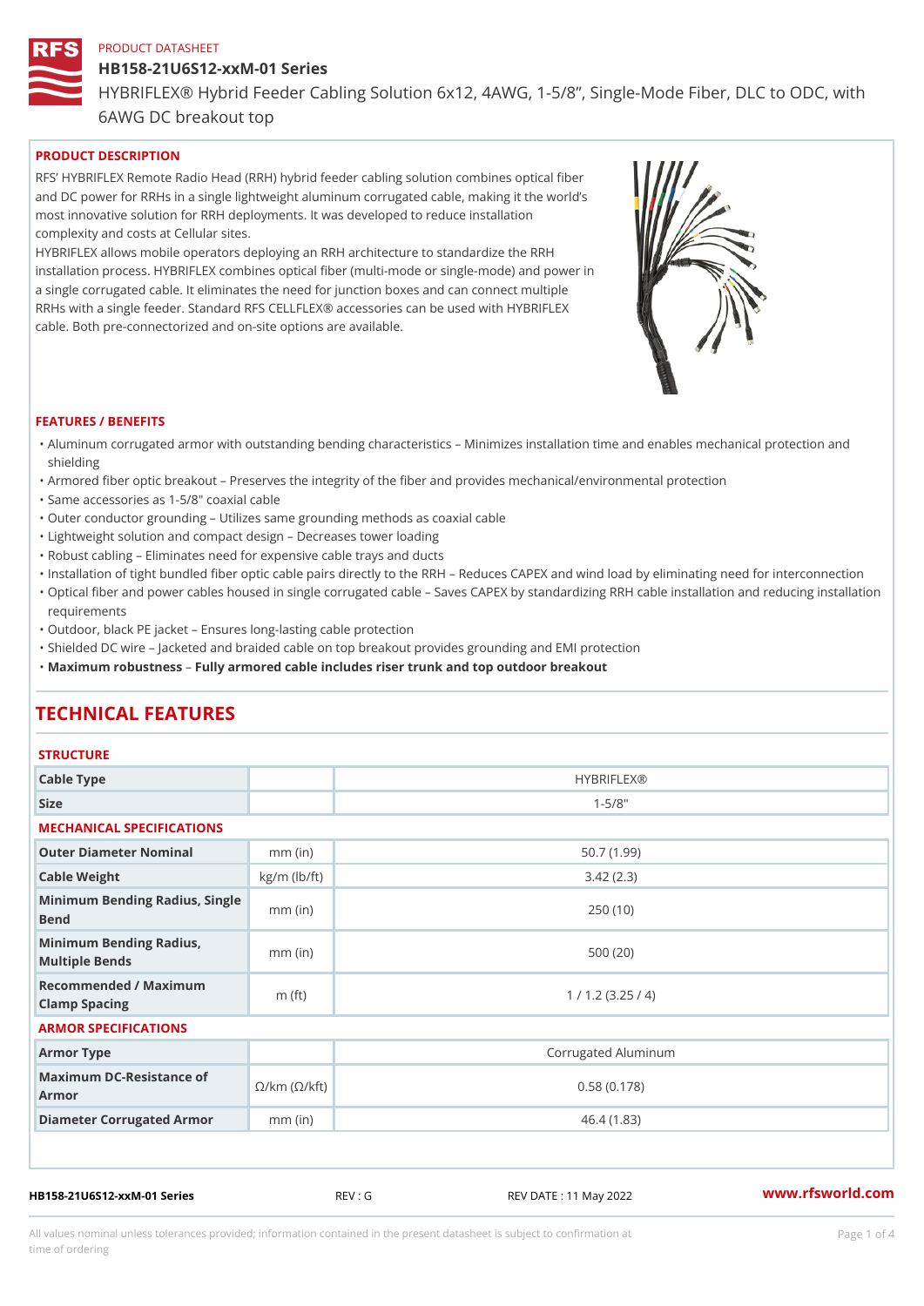PRODUCT DATASHEET

# HB158-21U6S12-xxM-01 Series

HYBRIFLEX® Hybrid Feeder Cabling Solution 6x12, 4AWG, 1-5/8", Single-Mode Fiber, DLC to ODC, with 6AWG DC breakout top

## PRODUCT DESCRIPTION

RFS' HYBRIFLEX Remote Radio Head (RRH) hybrid feeder cabling solution combines optical fiber and DC power for RRHs in a single lightweight aluminum corrugated cable, making it the world's most innovative solution for RRH deployments. It was developed to reduce installation complexity and costs at Cellular sites.

HYBRIFLEX allows mobile operators deploying an RRH architecture to standardize the RRH installation process. HYBRIFLEX combines optical fiber (multi-mode or single-mode) and power in a single corrugated cable. It eliminates the need for junction boxes and can connect multiple RRHs with a single feeder. Standard RFS CELLFLEX® accessories can be used with HYBRIFLEX cable. Both pre-connectorized and on-site options are available.

## FEATURES / BENEFITS

- Aluminum corrugated armor with outstanding bending characteristics – Minimizes installation time and enables mechanical protection and shielding
- Armored fiber optic breakout – Preserves the integrity of the fiber and provides mechanical/environmental protection
- Same accessories as 1-5/8" coaxial cable
- Outer conductor grounding – Utilizes same grounding methods as coaxial cable
- Lightweight solution and compact design – Decreases tower loading
- Robust cabling – Eliminates need for expensive cable trays and ducts
- Installation of tight bundled fiber optic cable pairs directly to the RRH – Reduces CAPEX and wind load by eliminating need for interconnection
- Optical fiber and power cables housed in single corrugated cable – Saves CAPEX by standardizing RRH cable installation and reducing installation requirements
- Outdoor, black PE jacket – Ensures long-lasting cable protection
- Shielded DC wire – Jacketed and braided cable on top breakout provides grounding and EMI protection
- **Maximum robustness – Fully armored cable includes riser trunk and top outdoor breakout**

# TECHNICAL FEATURES

### STRUCTURE

| | | |
|---|---|---|
| Cable Type | | HYBRIFLEX® |
| Size | | 1-5/8" |

### MECHANICAL SPECIFICATIONS

| | | |
|---|---|---|
| Outer Diameter Nominal | mm (in) | 50.7 (1.99) |
| Cable Weight | kg/m (lb/ft) | 3.42 (2.3) |
| Minimum Bending Radius, Single Bend | mm (in) | 250 (10) |
| Minimum Bending Radius, Multiple Bends | mm (in) | 500 (20) |
| Recommended / Maximum Clamp Spacing | m (ft) | 1 / 1.2 (3.25 / 4) |

### ARMOR SPECIFICATIONS

| | | |
|---|---|---|
| Armor Type | | Corrugated Aluminum |
| Maximum DC-Resistance of Armor | Ω/km (Ω/kft) | 0.58 (0.178) |
| Diameter Corrugated Armor | mm (in) | 46.4 (1.83) |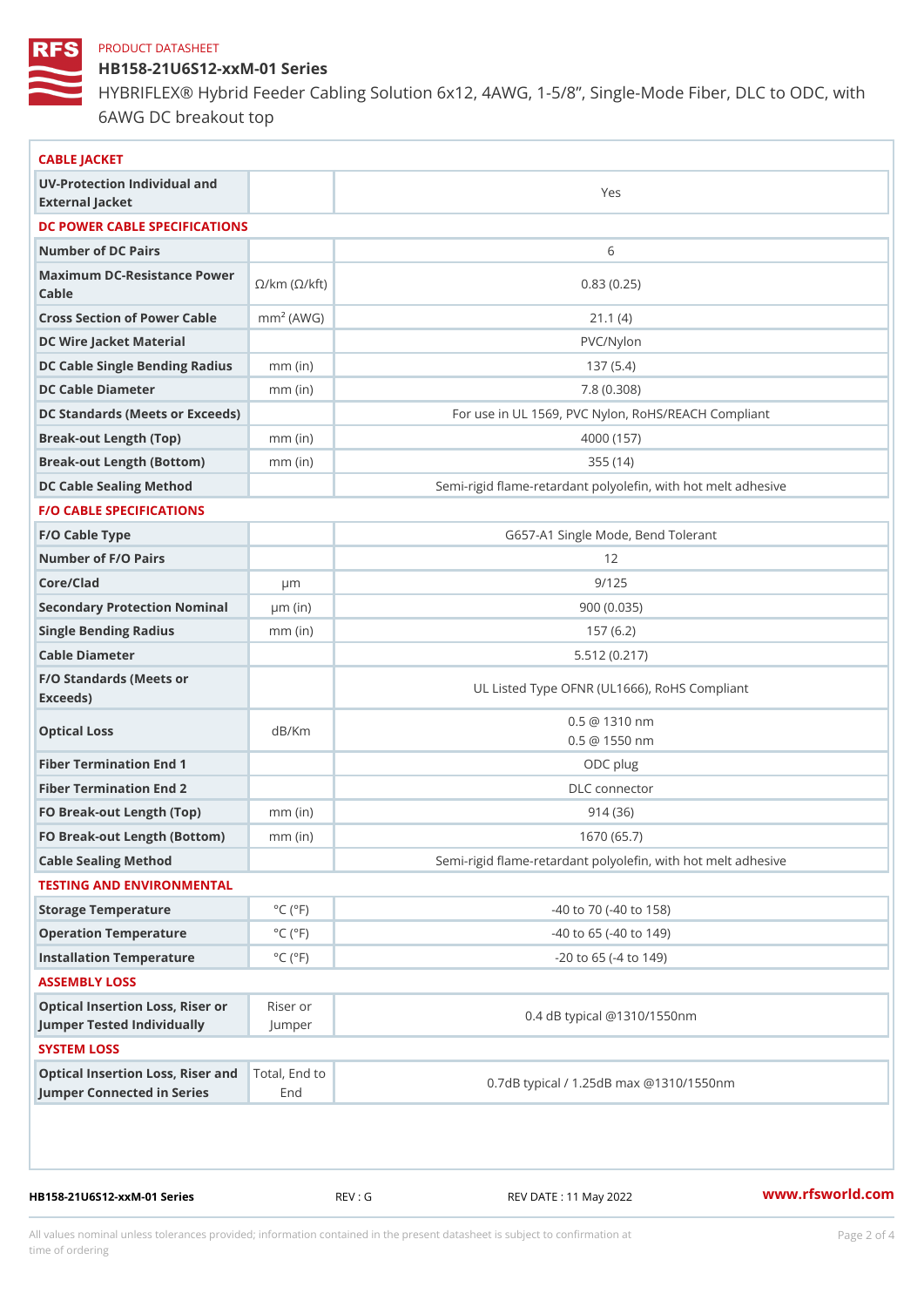PRODUCT DATASHEET

# HB158-21U6S12-xxM-01 Series

HYBRIFLEX® Hybrid Feeder Cabling Solution 6x12, 4AWG, 1-5/8", Single-Mode Fiber, DLC to ODC, with 6AWG DC breakout top

| CABLE JACKET | | |
|---|---|---|
| UV-Protection Individual and External Jacket | | Yes |
| **DC POWER CABLE SPECIFICATIONS** | | |
| Number of DC Pairs | | 6 |
| Maximum DC-Resistance Power Cable | Ω/km (Ω/kft) | 0.83 (0.25) |
| Cross Section of Power Cable | $mm^2$ (AWG) | 21.1 (4) |
| DC Wire Jacket Material | | PVC/Nylon |
| DC Cable Single Bending Radius | mm (in) | 137 (5.4) |
| DC Cable Diameter | mm (in) | 7.8 (0.308) |
| DC Standards (Meets or Exceeds) | | For use in UL 1569, PVC Nylon, RoHS/REACH Compliant |
| Break-out Length (Top) | mm (in) | 4000 (157) |
| Break-out Length (Bottom) | mm (in) | 355 (14) |
| DC Cable Sealing Method | | Semi-rigid flame-retardant polyolefin, with hot melt adhesive |
| **F/O CABLE SPECIFICATIONS** | | |
| F/O Cable Type | | G657-A1 Single Mode, Bend Tolerant |
| Number of F/O Pairs | | 12 |
| Core/Clad | μm | 9/125 |
| Secondary Protection Nominal | μm (in) | 900 (0.035) |
| Single Bending Radius | mm (in) | 157 (6.2) |
| Cable Diameter | | 5.512 (0.217) |
| F/O Standards (Meets or Exceeds) | | UL Listed Type OFNR (UL1666), RoHS Compliant |
| Optical Loss | dB/Km | 0.5 @ 1310 nm<br>0.5 @ 1550 nm |
| Fiber Termination End 1 | | ODC plug |
| Fiber Termination End 2 | | DLC connector |
| FO Break-out Length (Top) | mm (in) | 914 (36) |
| FO Break-out Length (Bottom) | mm (in) | 1670 (65.7) |
| Cable Sealing Method | | Semi-rigid flame-retardant polyolefin, with hot melt adhesive |
| **TESTING AND ENVIRONMENTAL** | | |
| Storage Temperature | °C (°F) | -40 to 70 (-40 to 158) |
| Operation Temperature | °C (°F) | -40 to 65 (-40 to 149) |
| Installation Temperature | °C (°F) | -20 to 65 (-4 to 149) |
| **ASSEMBLY LOSS** | | |
| Optical Insertion Loss, Riser or Jumper Tested Individually | Riser or Jumper | 0.4 dB typical @1310/1550nm |
| **SYSTEM LOSS** | | |
| Optical Insertion Loss, Riser and Jumper Connected in Series | Total, End to End | 0.7dB typical / 1.25dB max @1310/1550nm |

HB158-21U6S12-xxM-01 Series | REV : G | REV DATE : 11 May 2022 | www.rfsworld.com

All values nominal unless tolerances provided; information contained in the present datasheet is subject to confirmation at time of ordering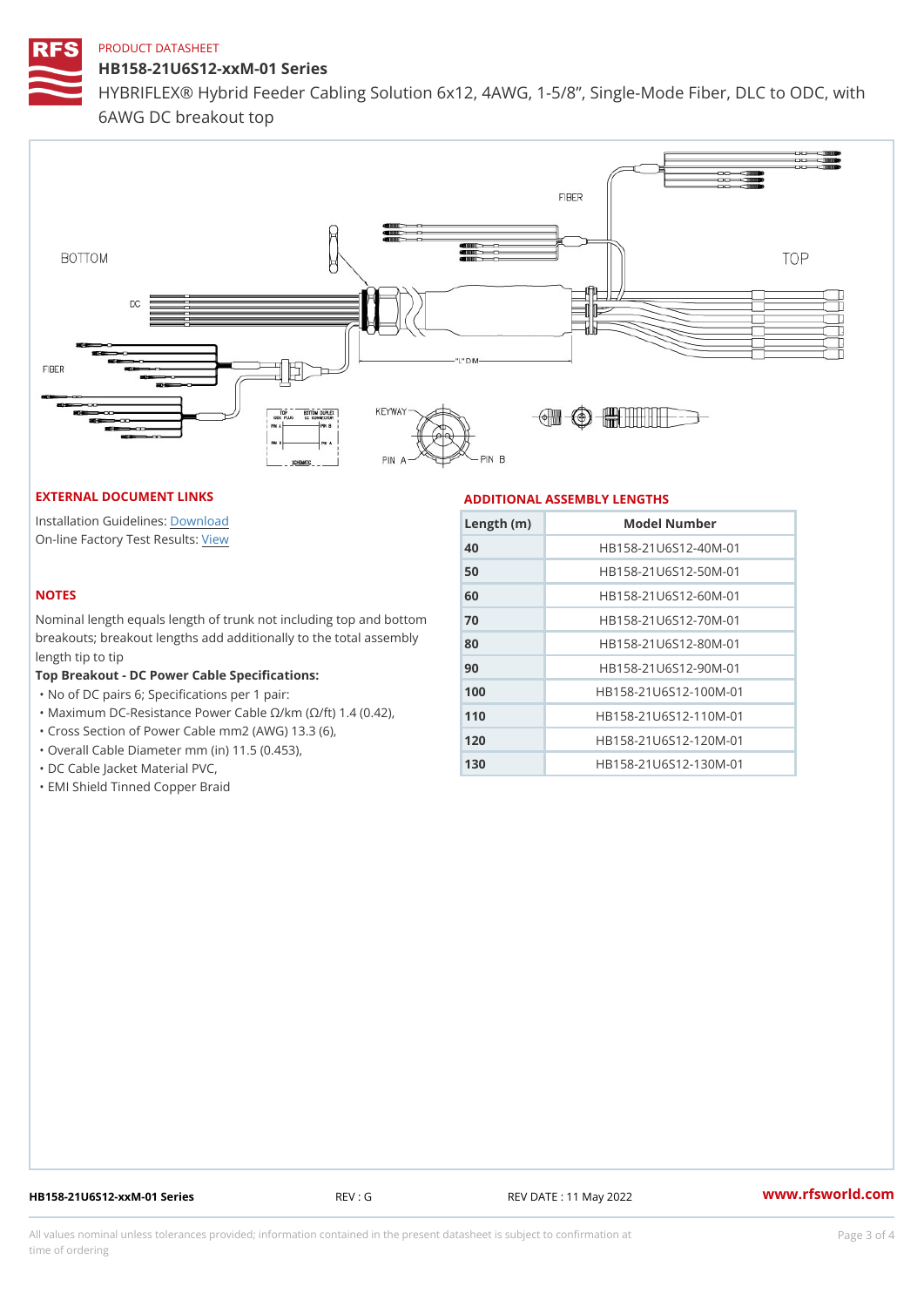PRODUCT DATASHEET

# HB158-21U6S12-xxM-01 Series

HYBRIFLEX® Hybrid Feeder Cabling Solution 6x12, 4AWG, 1-5/8", Single-Mode Fiber, DLC to ODC, with 6AWG DC breakout top

## EXTERNAL DOCUMENT LINKS

Installation Guidelines: Download
On-line Factory Test Results: View

## NOTES

Nominal length equals length of trunk not including top and bottom breakouts; breakout lengths add additionally to the total assembly length tip to tip

**Top Breakout - DC Power Cable Specifications:**

- No of DC pairs 6; Specifications per 1 pair:
- Maximum DC-Resistance Power Cable Ω/km (Ω/ft) 1.4 (0.42),
- Cross Section of Power Cable mm2 (AWG) 13.3 (6),
- Overall Cable Diameter mm (in) 11.5 (0.453),
- DC Cable Jacket Material PVC,
- EMI Shield Tinned Copper Braid

## ADDITIONAL ASSEMBLY LENGTHS

| Length (m) | Model Number |
|---|---|
| 40 | HB158-21U6S12-40M-01 |
| 50 | HB158-21U6S12-50M-01 |
| 60 | HB158-21U6S12-60M-01 |
| 70 | HB158-21U6S12-70M-01 |
| 80 | HB158-21U6S12-80M-01 |
| 90 | HB158-21U6S12-90M-01 |
| 100 | HB158-21U6S12-100M-01 |
| 110 | HB158-21U6S12-110M-01 |
| 120 | HB158-21U6S12-120M-01 |
| 130 | HB158-21U6S12-130M-01 |

HB158-21U6S12-xxM-01 Series | REV : G | REV DATE : 11 May 2022 | www.rfsworld.com

All values nominal unless tolerances provided; information contained in the present datasheet is subject to confirmation at time of ordering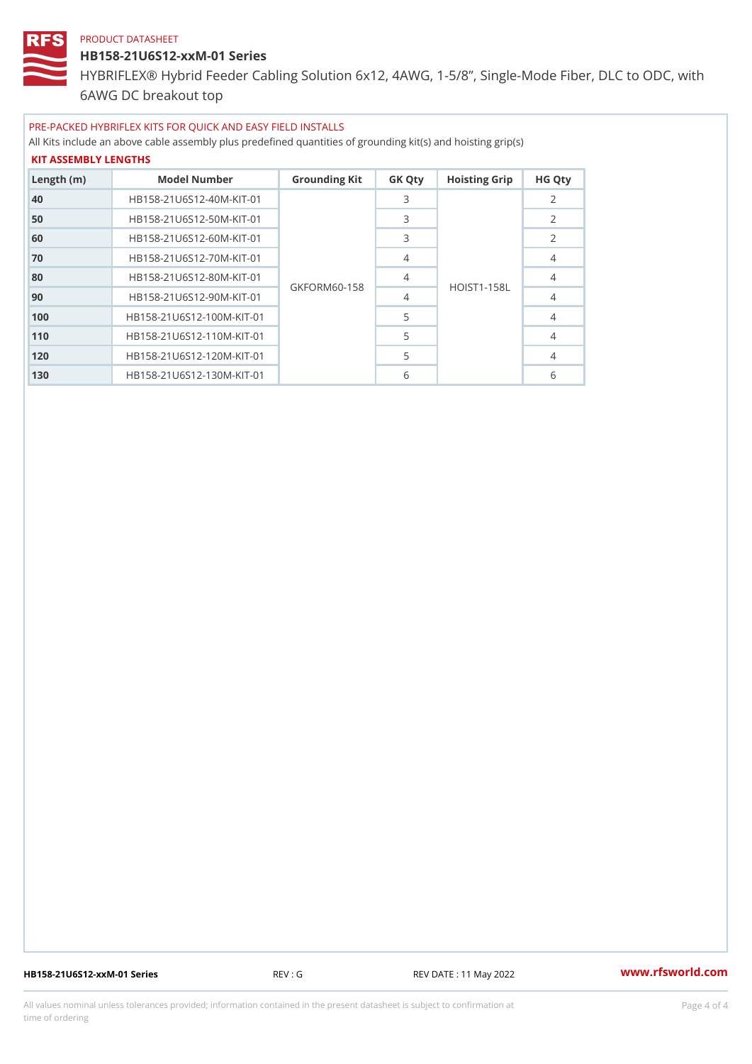PRODUCT DATASHEET

# HB158-21U6S12-xxM-01 Series

HYBRIFLEX® Hybrid Feeder Cabling Solution 6x12, 4AWG, 1-5/8", Single-Mode Fiber, DLC to ODC, with 6AWG DC breakout top

PRE-PACKED HYBRIFLEX KITS FOR QUICK AND EASY FIELD INSTALLS

All Kits include an above cable assembly plus predefined quantities of grounding kit(s) and hoisting grip(s)

## KIT ASSEMBLY LENGTHS

| Length (m) | Model Number | Grounding Kit | GK Qty | Hoisting Grip | HG Qty |
|---|---|---|---|---|---|
| 40 | HB158-21U6S12-40M-KIT-01 | GKFORM60-158 | 3 | HOIST1-158L | 2 |
| 50 | HB158-21U6S12-50M-KIT-01 | GKFORM60-158 | 3 | HOIST1-158L | 2 |
| 60 | HB158-21U6S12-60M-KIT-01 | GKFORM60-158 | 3 | HOIST1-158L | 2 |
| 70 | HB158-21U6S12-70M-KIT-01 | GKFORM60-158 | 4 | HOIST1-158L | 4 |
| 80 | HB158-21U6S12-80M-KIT-01 | GKFORM60-158 | 4 | HOIST1-158L | 4 |
| 90 | HB158-21U6S12-90M-KIT-01 | GKFORM60-158 | 4 | HOIST1-158L | 4 |
| 100 | HB158-21U6S12-100M-KIT-01 | GKFORM60-158 | 5 | HOIST1-158L | 4 |
| 110 | HB158-21U6S12-110M-KIT-01 | GKFORM60-158 | 5 | HOIST1-158L | 4 |
| 120 | HB158-21U6S12-120M-KIT-01 | GKFORM60-158 | 5 | HOIST1-158L | 4 |
| 130 | HB158-21U6S12-130M-KIT-01 | GKFORM60-158 | 6 | HOIST1-158L | 6 |

HB158-21U6S12-xxM-01 Series REV : G REV DATE : 11 May 2022 www.rfsworld.com

All values nominal unless tolerances provided; information contained in the present datasheet is subject to confirmation at time of ordering